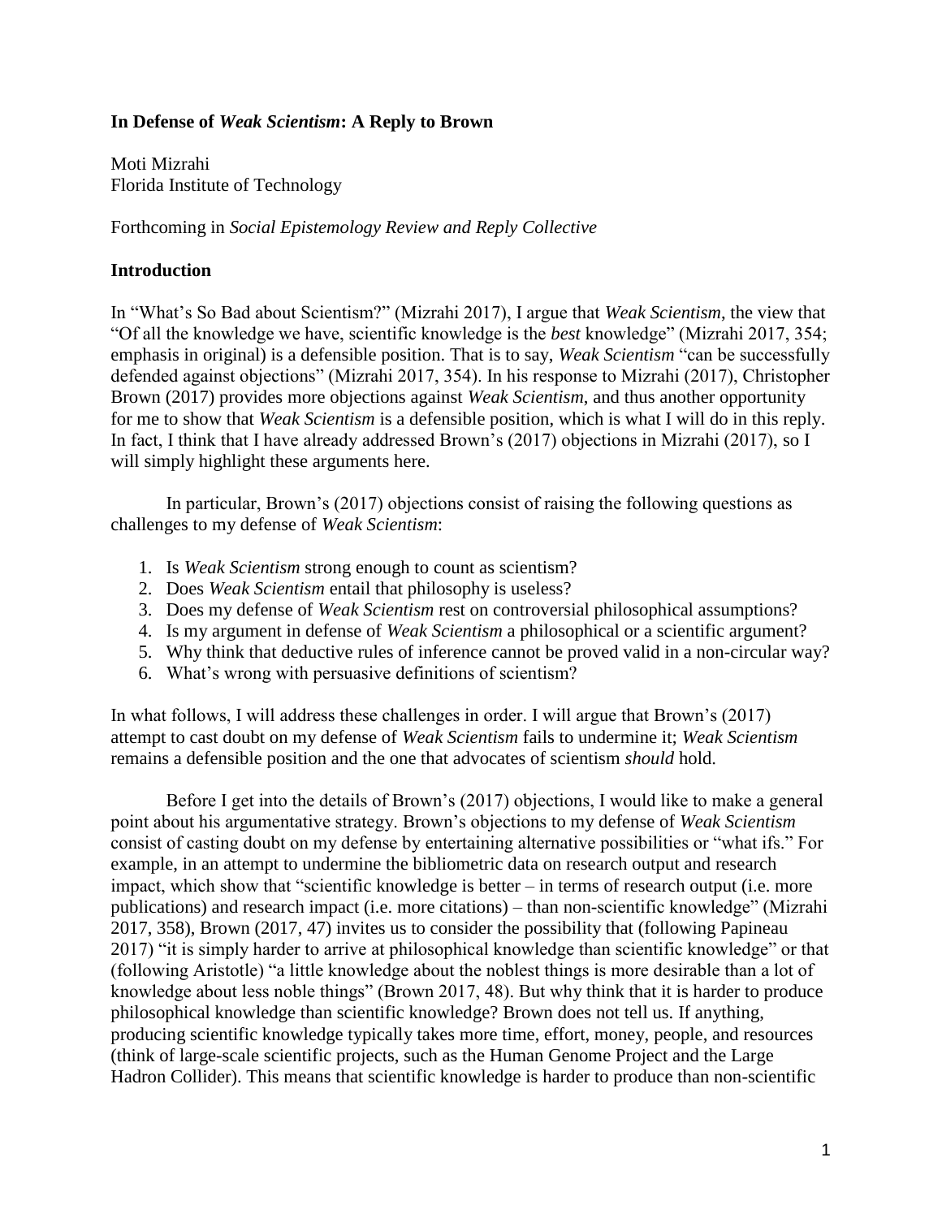**In Defense of *Weak Scientism*: A Reply to Brown**

Moti Mizrahi
Florida Institute of Technology

Forthcoming in *Social Epistemology Review and Reply Collective*

## Introduction

In "What's So Bad about Scientism?" (Mizrahi 2017), I argue that *Weak Scientism,* the view that "Of all the knowledge we have, scientific knowledge is the *best* knowledge" (Mizrahi 2017, 354; emphasis in original) is a defensible position. That is to say, *Weak Scientism* "can be successfully defended against objections" (Mizrahi 2017, 354). In his response to Mizrahi (2017), Christopher Brown (2017) provides more objections against *Weak Scientism*, and thus another opportunity for me to show that *Weak Scientism* is a defensible position, which is what I will do in this reply. In fact, I think that I have already addressed Brown's (2017) objections in Mizrahi (2017), so I will simply highlight these arguments here.

In particular, Brown's (2017) objections consist of raising the following questions as challenges to my defense of *Weak Scientism*:

1. Is *Weak Scientism* strong enough to count as scientism?
2. Does *Weak Scientism* entail that philosophy is useless?
3. Does my defense of *Weak Scientism* rest on controversial philosophical assumptions?
4. Is my argument in defense of *Weak Scientism* a philosophical or a scientific argument?
5. Why think that deductive rules of inference cannot be proved valid in a non-circular way?
6. What's wrong with persuasive definitions of scientism?

In what follows, I will address these challenges in order. I will argue that Brown's (2017) attempt to cast doubt on my defense of *Weak Scientism* fails to undermine it; *Weak Scientism* remains a defensible position and the one that advocates of scientism *should* hold.

Before I get into the details of Brown's (2017) objections, I would like to make a general point about his argumentative strategy. Brown's objections to my defense of *Weak Scientism* consist of casting doubt on my defense by entertaining alternative possibilities or "what ifs." For example, in an attempt to undermine the bibliometric data on research output and research impact, which show that "scientific knowledge is better – in terms of research output (i.e. more publications) and research impact (i.e. more citations) – than non-scientific knowledge" (Mizrahi 2017, 358), Brown (2017, 47) invites us to consider the possibility that (following Papineau 2017) "it is simply harder to arrive at philosophical knowledge than scientific knowledge" or that (following Aristotle) "a little knowledge about the noblest things is more desirable than a lot of knowledge about less noble things" (Brown 2017, 48). But why think that it is harder to produce philosophical knowledge than scientific knowledge? Brown does not tell us. If anything, producing scientific knowledge typically takes more time, effort, money, people, and resources (think of large-scale scientific projects, such as the Human Genome Project and the Large Hadron Collider). This means that scientific knowledge is harder to produce than non-scientific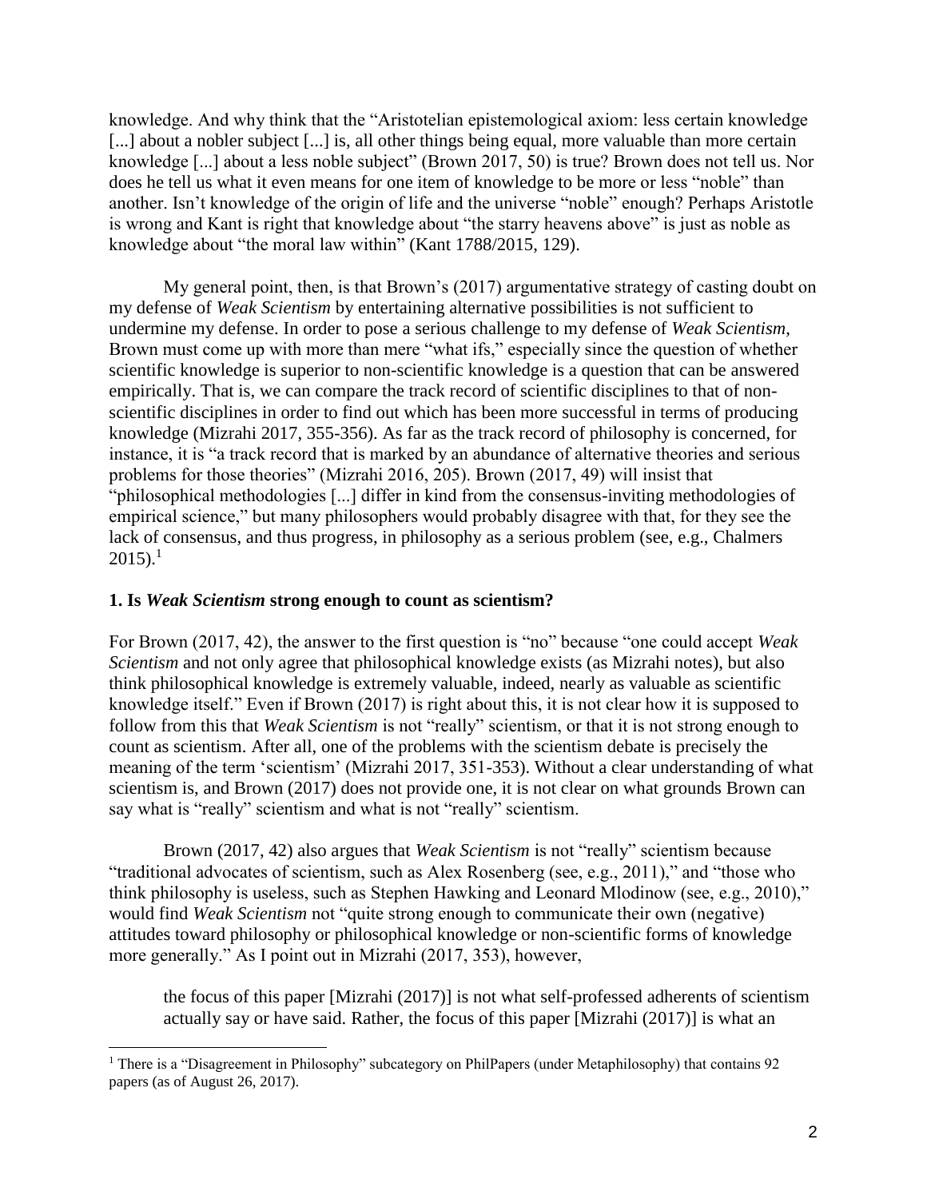knowledge. And why think that the "Aristotelian epistemological axiom: less certain knowledge [...] about a nobler subject [...] is, all other things being equal, more valuable than more certain knowledge [...] about a less noble subject" (Brown 2017, 50) is true? Brown does not tell us. Nor does he tell us what it even means for one item of knowledge to be more or less "noble" than another. Isn't knowledge of the origin of life and the universe "noble" enough? Perhaps Aristotle is wrong and Kant is right that knowledge about "the starry heavens above" is just as noble as knowledge about "the moral law within" (Kant 1788/2015, 129).

My general point, then, is that Brown's (2017) argumentative strategy of casting doubt on my defense of *Weak Scientism* by entertaining alternative possibilities is not sufficient to undermine my defense. In order to pose a serious challenge to my defense of *Weak Scientism*, Brown must come up with more than mere "what ifs," especially since the question of whether scientific knowledge is superior to non-scientific knowledge is a question that can be answered empirically. That is, we can compare the track record of scientific disciplines to that of non-scientific disciplines in order to find out which has been more successful in terms of producing knowledge (Mizrahi 2017, 355-356). As far as the track record of philosophy is concerned, for instance, it is "a track record that is marked by an abundance of alternative theories and serious problems for those theories" (Mizrahi 2016, 205). Brown (2017, 49) will insist that "philosophical methodologies [...] differ in kind from the consensus-inviting methodologies of empirical science," but many philosophers would probably disagree with that, for they see the lack of consensus, and thus progress, in philosophy as a serious problem (see, e.g., Chalmers 2015).[1]

## 1. Is *Weak Scientism* strong enough to count as scientism?

For Brown (2017, 42), the answer to the first question is "no" because "one could accept *Weak Scientism* and not only agree that philosophical knowledge exists (as Mizrahi notes), but also think philosophical knowledge is extremely valuable, indeed, nearly as valuable as scientific knowledge itself." Even if Brown (2017) is right about this, it is not clear how it is supposed to follow from this that *Weak Scientism* is not "really" scientism, or that it is not strong enough to count as scientism. After all, one of the problems with the scientism debate is precisely the meaning of the term 'scientism' (Mizrahi 2017, 351-353). Without a clear understanding of what scientism is, and Brown (2017) does not provide one, it is not clear on what grounds Brown can say what is "really" scientism and what is not "really" scientism.

Brown (2017, 42) also argues that *Weak Scientism* is not "really" scientism because "traditional advocates of scientism, such as Alex Rosenberg (see, e.g., 2011)," and "those who think philosophy is useless, such as Stephen Hawking and Leonard Mlodinow (see, e.g., 2010)," would find *Weak Scientism* not "quite strong enough to communicate their own (negative) attitudes toward philosophy or philosophical knowledge or non-scientific forms of knowledge more generally." As I point out in Mizrahi (2017, 353), however,

> the focus of this paper [Mizrahi (2017)] is not what self-professed adherents of scientism actually say or have said. Rather, the focus of this paper [Mizrahi (2017)] is what an

[1] There is a "Disagreement in Philosophy" subcategory on PhilPapers (under Metaphilosophy) that contains 92 papers (as of August 26, 2017).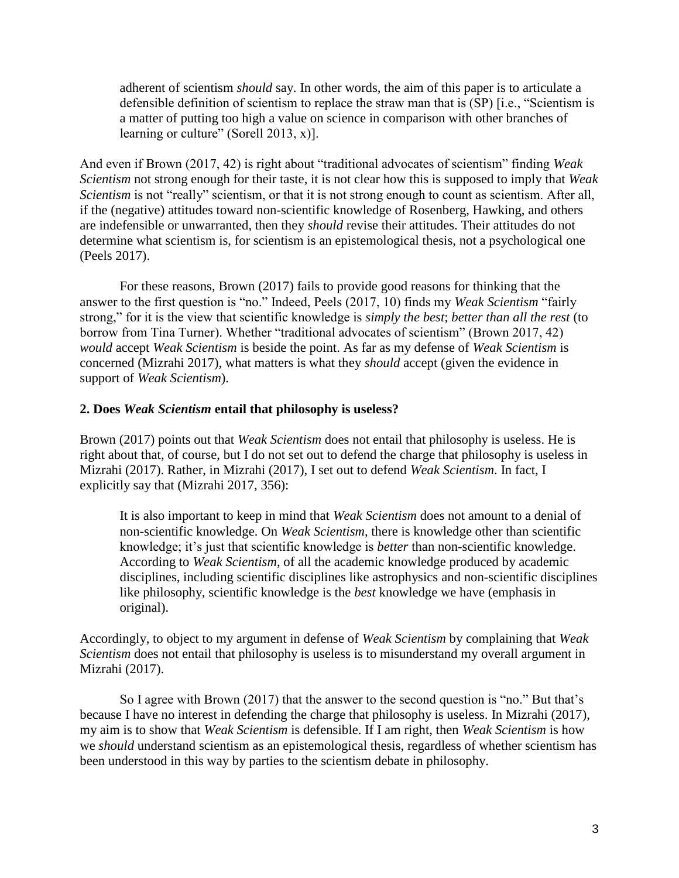> adherent of scientism *should* say. In other words, the aim of this paper is to articulate a defensible definition of scientism to replace the straw man that is (SP) [i.e., "Scientism is a matter of putting too high a value on science in comparison with other branches of learning or culture" (Sorell 2013, x)].

And even if Brown (2017, 42) is right about "traditional advocates of scientism" finding *Weak Scientism* not strong enough for their taste, it is not clear how this is supposed to imply that *Weak Scientism* is not "really" scientism, or that it is not strong enough to count as scientism. After all, if the (negative) attitudes toward non-scientific knowledge of Rosenberg, Hawking, and others are indefensible or unwarranted, then they *should* revise their attitudes. Their attitudes do not determine what scientism is, for scientism is an epistemological thesis, not a psychological one (Peels 2017).

For these reasons, Brown (2017) fails to provide good reasons for thinking that the answer to the first question is "no." Indeed, Peels (2017, 10) finds my *Weak Scientism* "fairly strong," for it is the view that scientific knowledge is *simply the best*; *better than all the rest* (to borrow from Tina Turner). Whether "traditional advocates of scientism" (Brown 2017, 42) *would* accept *Weak Scientism* is beside the point. As far as my defense of *Weak Scientism* is concerned (Mizrahi 2017), what matters is what they *should* accept (given the evidence in support of *Weak Scientism*).

## 2. Does *Weak Scientism* entail that philosophy is useless?

Brown (2017) points out that *Weak Scientism* does not entail that philosophy is useless. He is right about that, of course, but I do not set out to defend the charge that philosophy is useless in Mizrahi (2017). Rather, in Mizrahi (2017), I set out to defend *Weak Scientism*. In fact, I explicitly say that (Mizrahi 2017, 356):

> It is also important to keep in mind that *Weak Scientism* does not amount to a denial of non-scientific knowledge. On *Weak Scientism*, there is knowledge other than scientific knowledge; it's just that scientific knowledge is *better* than non-scientific knowledge. According to *Weak Scientism*, of all the academic knowledge produced by academic disciplines, including scientific disciplines like astrophysics and non-scientific disciplines like philosophy, scientific knowledge is the *best* knowledge we have (emphasis in original).

Accordingly, to object to my argument in defense of *Weak Scientism* by complaining that *Weak Scientism* does not entail that philosophy is useless is to misunderstand my overall argument in Mizrahi (2017).

So I agree with Brown (2017) that the answer to the second question is "no." But that's because I have no interest in defending the charge that philosophy is useless. In Mizrahi (2017), my aim is to show that *Weak Scientism* is defensible. If I am right, then *Weak Scientism* is how we *should* understand scientism as an epistemological thesis, regardless of whether scientism has been understood in this way by parties to the scientism debate in philosophy.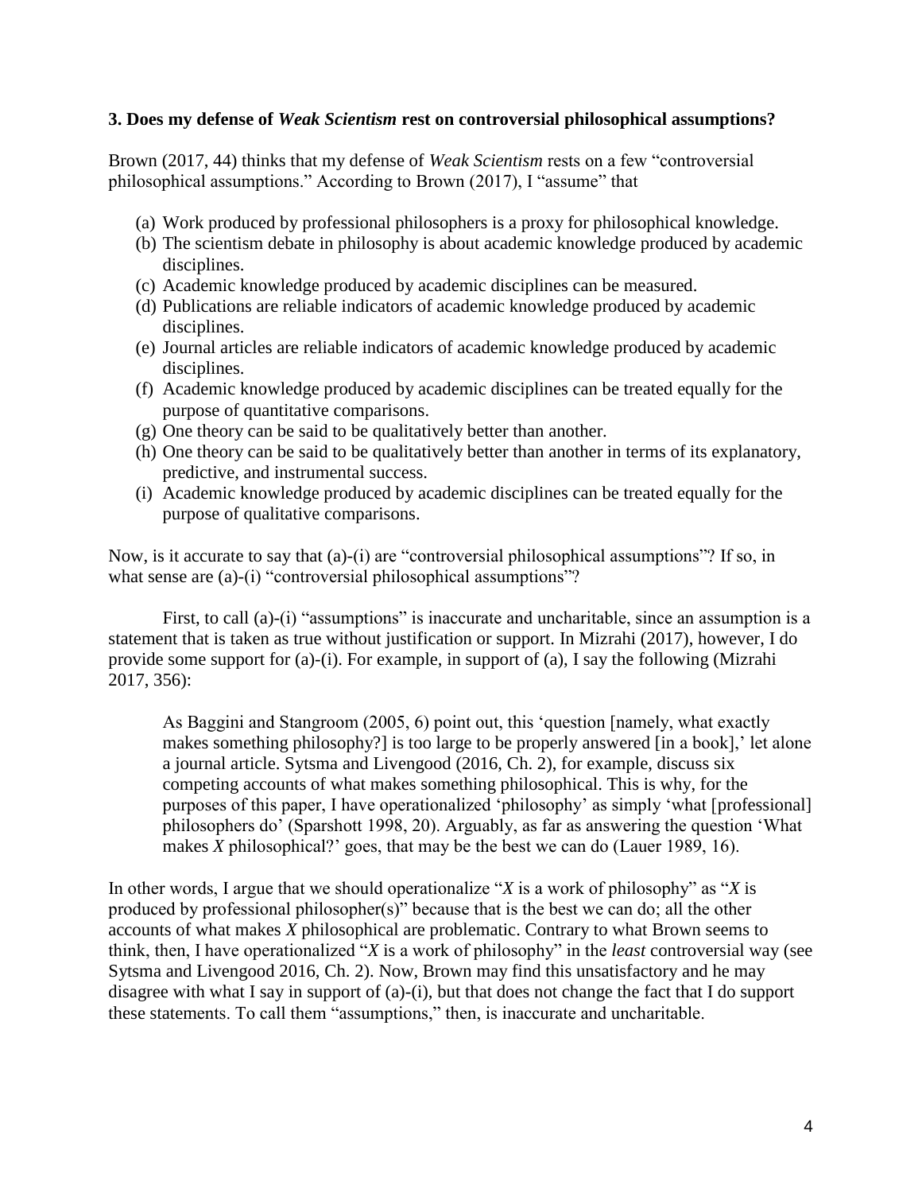### 3. Does my defense of *Weak Scientism* rest on controversial philosophical assumptions?

Brown (2017, 44) thinks that my defense of *Weak Scientism* rests on a few "controversial philosophical assumptions." According to Brown (2017), I "assume" that

(a) Work produced by professional philosophers is a proxy for philosophical knowledge.
(b) The scientism debate in philosophy is about academic knowledge produced by academic disciplines.
(c) Academic knowledge produced by academic disciplines can be measured.
(d) Publications are reliable indicators of academic knowledge produced by academic disciplines.
(e) Journal articles are reliable indicators of academic knowledge produced by academic disciplines.
(f) Academic knowledge produced by academic disciplines can be treated equally for the purpose of quantitative comparisons.
(g) One theory can be said to be qualitatively better than another.
(h) One theory can be said to be qualitatively better than another in terms of its explanatory, predictive, and instrumental success.
(i) Academic knowledge produced by academic disciplines can be treated equally for the purpose of qualitative comparisons.

Now, is it accurate to say that (a)-(i) are "controversial philosophical assumptions"? If so, in what sense are (a)-(i) "controversial philosophical assumptions"?

First, to call (a)-(i) "assumptions" is inaccurate and uncharitable, since an assumption is a statement that is taken as true without justification or support. In Mizrahi (2017), however, I do provide some support for (a)-(i). For example, in support of (a), I say the following (Mizrahi 2017, 356):

> As Baggini and Stangroom (2005, 6) point out, this 'question [namely, what exactly makes something philosophy?] is too large to be properly answered [in a book],' let alone a journal article. Sytsma and Livengood (2016, Ch. 2), for example, discuss six competing accounts of what makes something philosophical. This is why, for the purposes of this paper, I have operationalized 'philosophy' as simply 'what [professional] philosophers do' (Sparshott 1998, 20). Arguably, as far as answering the question 'What makes *X* philosophical?' goes, that may be the best we can do (Lauer 1989, 16).

In other words, I argue that we should operationalize "*X* is a work of philosophy" as "*X* is produced by professional philosopher(s)" because that is the best we can do; all the other accounts of what makes *X* philosophical are problematic. Contrary to what Brown seems to think, then, I have operationalized "*X* is a work of philosophy" in the *least* controversial way (see Sytsma and Livengood 2016, Ch. 2). Now, Brown may find this unsatisfactory and he may disagree with what I say in support of (a)-(i), but that does not change the fact that I do support these statements. To call them "assumptions," then, is inaccurate and uncharitable.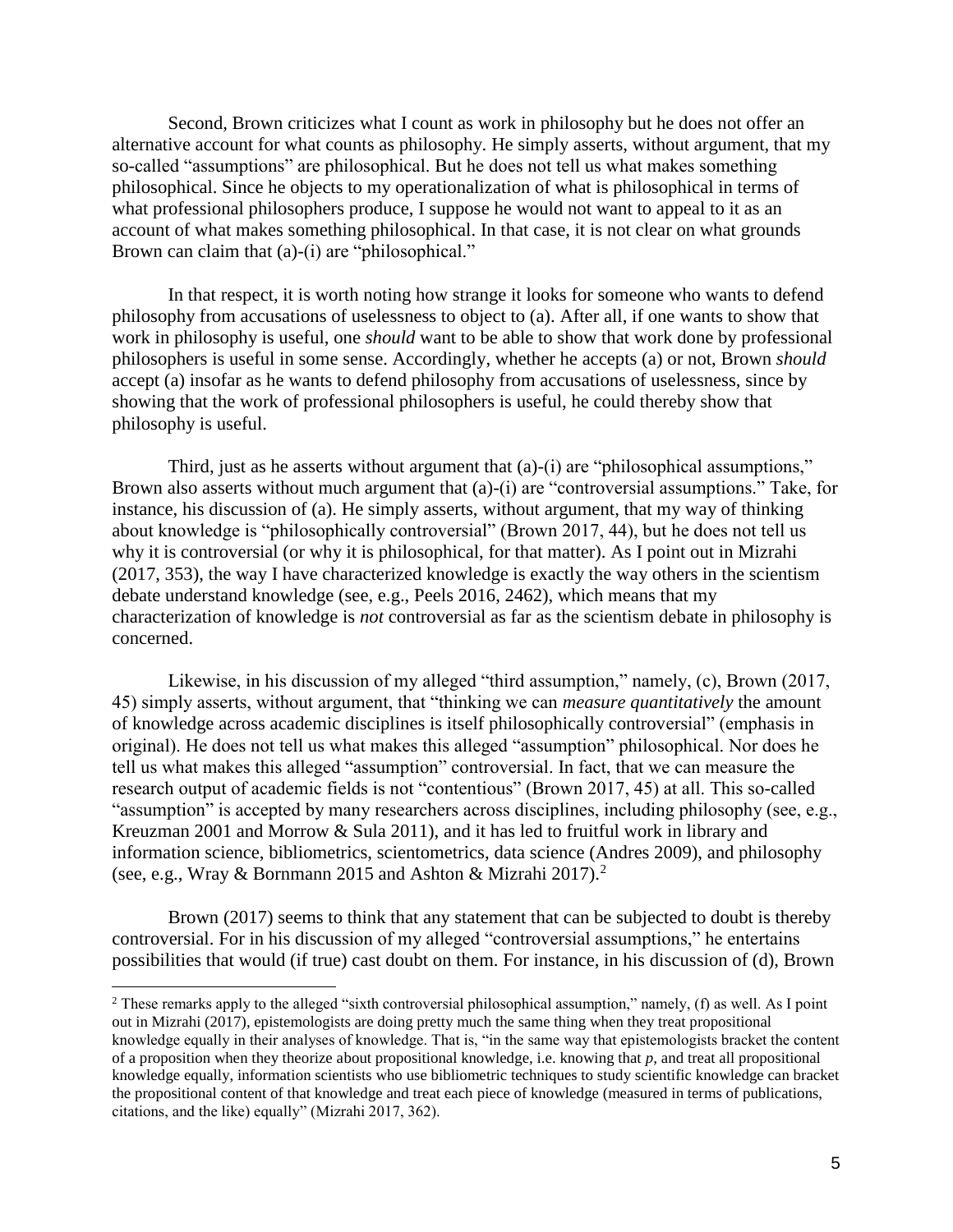Second, Brown criticizes what I count as work in philosophy but he does not offer an alternative account for what counts as philosophy. He simply asserts, without argument, that my so-called "assumptions" are philosophical. But he does not tell us what makes something philosophical. Since he objects to my operationalization of what is philosophical in terms of what professional philosophers produce, I suppose he would not want to appeal to it as an account of what makes something philosophical. In that case, it is not clear on what grounds Brown can claim that (a)-(i) are "philosophical."

In that respect, it is worth noting how strange it looks for someone who wants to defend philosophy from accusations of uselessness to object to (a). After all, if one wants to show that work in philosophy is useful, one *should* want to be able to show that work done by professional philosophers is useful in some sense. Accordingly, whether he accepts (a) or not, Brown *should* accept (a) insofar as he wants to defend philosophy from accusations of uselessness, since by showing that the work of professional philosophers is useful, he could thereby show that philosophy is useful.

Third, just as he asserts without argument that (a)-(i) are "philosophical assumptions," Brown also asserts without much argument that (a)-(i) are "controversial assumptions." Take, for instance, his discussion of (a). He simply asserts, without argument, that my way of thinking about knowledge is "philosophically controversial" (Brown 2017, 44), but he does not tell us why it is controversial (or why it is philosophical, for that matter). As I point out in Mizrahi (2017, 353), the way I have characterized knowledge is exactly the way others in the scientism debate understand knowledge (see, e.g., Peels 2016, 2462), which means that my characterization of knowledge is *not* controversial as far as the scientism debate in philosophy is concerned.

Likewise, in his discussion of my alleged "third assumption," namely, (c), Brown (2017, 45) simply asserts, without argument, that "thinking we can *measure quantitatively* the amount of knowledge across academic disciplines is itself philosophically controversial" (emphasis in original). He does not tell us what makes this alleged "assumption" philosophical. Nor does he tell us what makes this alleged "assumption" controversial. In fact, that we can measure the research output of academic fields is not "contentious" (Brown 2017, 45) at all. This so-called "assumption" is accepted by many researchers across disciplines, including philosophy (see, e.g., Kreuzman 2001 and Morrow & Sula 2011), and it has led to fruitful work in library and information science, bibliometrics, scientometrics, data science (Andres 2009), and philosophy (see, e.g., Wray & Bornmann 2015 and Ashton & Mizrahi 2017).[2]

Brown (2017) seems to think that any statement that can be subjected to doubt is thereby controversial. For in his discussion of my alleged "controversial assumptions," he entertains possibilities that would (if true) cast doubt on them. For instance, in his discussion of (d), Brown

[2] These remarks apply to the alleged "sixth controversial philosophical assumption," namely, (f) as well. As I point out in Mizrahi (2017), epistemologists are doing pretty much the same thing when they treat propositional knowledge equally in their analyses of knowledge. That is, "in the same way that epistemologists bracket the content of a proposition when they theorize about propositional knowledge, i.e. knowing that *p*, and treat all propositional knowledge equally, information scientists who use bibliometric techniques to study scientific knowledge can bracket the propositional content of that knowledge and treat each piece of knowledge (measured in terms of publications, citations, and the like) equally" (Mizrahi 2017, 362).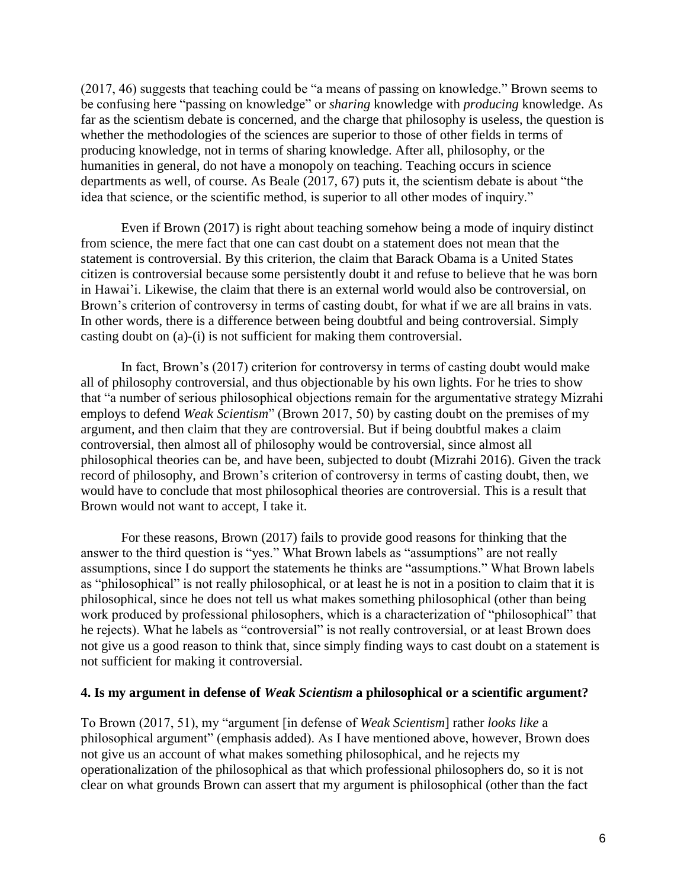(2017, 46) suggests that teaching could be "a means of passing on knowledge." Brown seems to be confusing here "passing on knowledge" or *sharing* knowledge with *producing* knowledge. As far as the scientism debate is concerned, and the charge that philosophy is useless, the question is whether the methodologies of the sciences are superior to those of other fields in terms of producing knowledge, not in terms of sharing knowledge. After all, philosophy, or the humanities in general, do not have a monopoly on teaching. Teaching occurs in science departments as well, of course. As Beale (2017, 67) puts it, the scientism debate is about "the idea that science, or the scientific method, is superior to all other modes of inquiry."

Even if Brown (2017) is right about teaching somehow being a mode of inquiry distinct from science, the mere fact that one can cast doubt on a statement does not mean that the statement is controversial. By this criterion, the claim that Barack Obama is a United States citizen is controversial because some persistently doubt it and refuse to believe that he was born in Hawai'i. Likewise, the claim that there is an external world would also be controversial, on Brown's criterion of controversy in terms of casting doubt, for what if we are all brains in vats. In other words, there is a difference between being doubtful and being controversial. Simply casting doubt on (a)-(i) is not sufficient for making them controversial.

In fact, Brown's (2017) criterion for controversy in terms of casting doubt would make all of philosophy controversial, and thus objectionable by his own lights. For he tries to show that "a number of serious philosophical objections remain for the argumentative strategy Mizrahi employs to defend *Weak Scientism*" (Brown 2017, 50) by casting doubt on the premises of my argument, and then claim that they are controversial. But if being doubtful makes a claim controversial, then almost all of philosophy would be controversial, since almost all philosophical theories can be, and have been, subjected to doubt (Mizrahi 2016). Given the track record of philosophy, and Brown's criterion of controversy in terms of casting doubt, then, we would have to conclude that most philosophical theories are controversial. This is a result that Brown would not want to accept, I take it.

For these reasons, Brown (2017) fails to provide good reasons for thinking that the answer to the third question is "yes." What Brown labels as "assumptions" are not really assumptions, since I do support the statements he thinks are "assumptions." What Brown labels as "philosophical" is not really philosophical, or at least he is not in a position to claim that it is philosophical, since he does not tell us what makes something philosophical (other than being work produced by professional philosophers, which is a characterization of "philosophical" that he rejects). What he labels as "controversial" is not really controversial, or at least Brown does not give us a good reason to think that, since simply finding ways to cast doubt on a statement is not sufficient for making it controversial.

### 4. Is my argument in defense of *Weak Scientism* a philosophical or a scientific argument?

To Brown (2017, 51), my "argument [in defense of *Weak Scientism*] rather *looks like* a philosophical argument" (emphasis added). As I have mentioned above, however, Brown does not give us an account of what makes something philosophical, and he rejects my operationalization of the philosophical as that which professional philosophers do, so it is not clear on what grounds Brown can assert that my argument is philosophical (other than the fact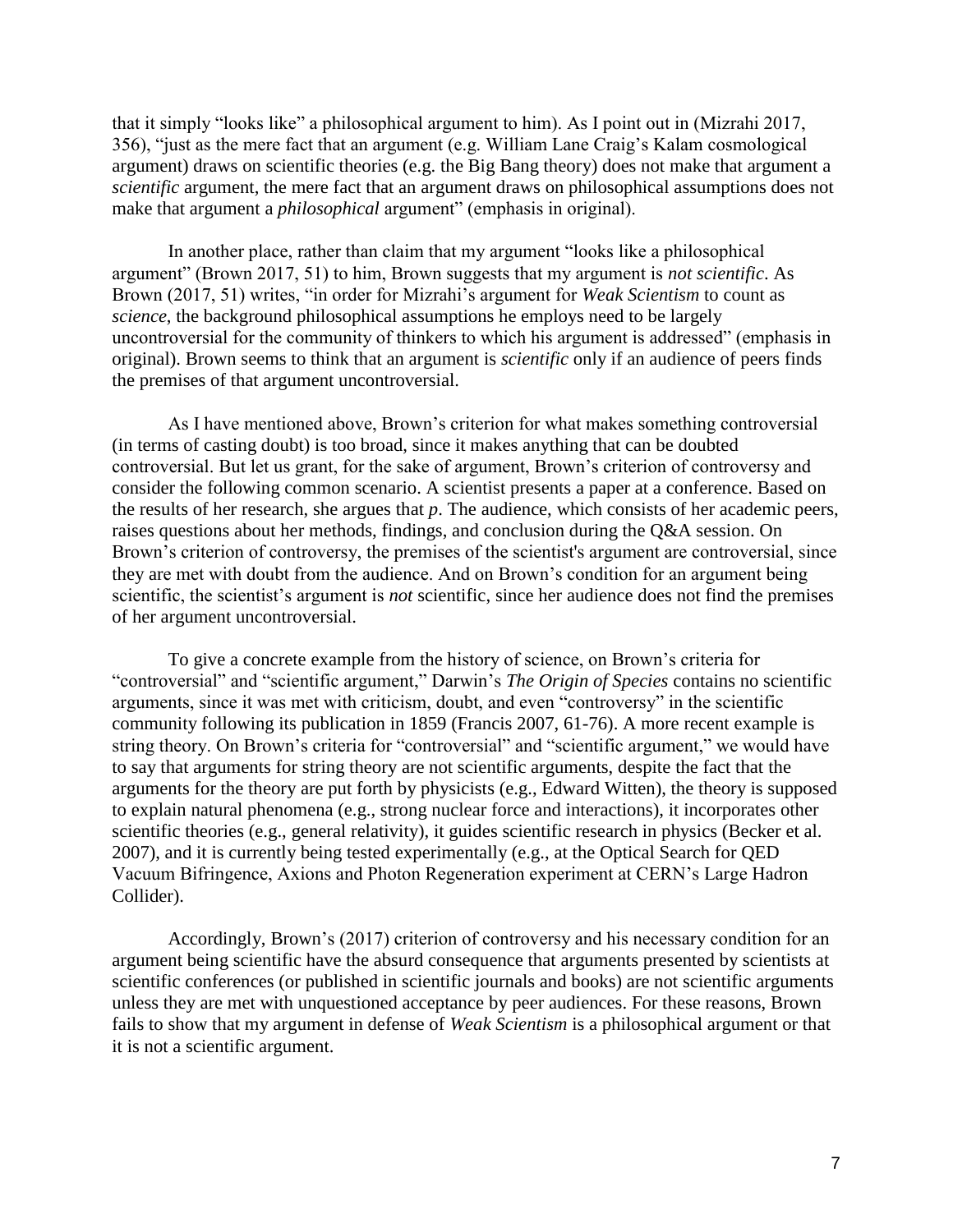that it simply "looks like" a philosophical argument to him). As I point out in (Mizrahi 2017, 356), "just as the mere fact that an argument (e.g. William Lane Craig's Kalam cosmological argument) draws on scientific theories (e.g. the Big Bang theory) does not make that argument a *scientific* argument, the mere fact that an argument draws on philosophical assumptions does not make that argument a *philosophical* argument" (emphasis in original).

In another place, rather than claim that my argument "looks like a philosophical argument" (Brown 2017, 51) to him, Brown suggests that my argument is *not scientific*. As Brown (2017, 51) writes, "in order for Mizrahi's argument for *Weak Scientism* to count as *science*, the background philosophical assumptions he employs need to be largely uncontroversial for the community of thinkers to which his argument is addressed" (emphasis in original). Brown seems to think that an argument is *scientific* only if an audience of peers finds the premises of that argument uncontroversial.

As I have mentioned above, Brown's criterion for what makes something controversial (in terms of casting doubt) is too broad, since it makes anything that can be doubted controversial. But let us grant, for the sake of argument, Brown's criterion of controversy and consider the following common scenario. A scientist presents a paper at a conference. Based on the results of her research, she argues that *p*. The audience, which consists of her academic peers, raises questions about her methods, findings, and conclusion during the Q&A session. On Brown's criterion of controversy, the premises of the scientist's argument are controversial, since they are met with doubt from the audience. And on Brown's condition for an argument being scientific, the scientist's argument is *not* scientific, since her audience does not find the premises of her argument uncontroversial.

To give a concrete example from the history of science, on Brown's criteria for "controversial" and "scientific argument," Darwin's *The Origin of Species* contains no scientific arguments, since it was met with criticism, doubt, and even "controversy" in the scientific community following its publication in 1859 (Francis 2007, 61-76). A more recent example is string theory. On Brown's criteria for "controversial" and "scientific argument," we would have to say that arguments for string theory are not scientific arguments, despite the fact that the arguments for the theory are put forth by physicists (e.g., Edward Witten), the theory is supposed to explain natural phenomena (e.g., strong nuclear force and interactions), it incorporates other scientific theories (e.g., general relativity), it guides scientific research in physics (Becker et al. 2007), and it is currently being tested experimentally (e.g., at the Optical Search for QED Vacuum Bifringence, Axions and Photon Regeneration experiment at CERN's Large Hadron Collider).

Accordingly, Brown's (2017) criterion of controversy and his necessary condition for an argument being scientific have the absurd consequence that arguments presented by scientists at scientific conferences (or published in scientific journals and books) are not scientific arguments unless they are met with unquestioned acceptance by peer audiences. For these reasons, Brown fails to show that my argument in defense of *Weak Scientism* is a philosophical argument or that it is not a scientific argument.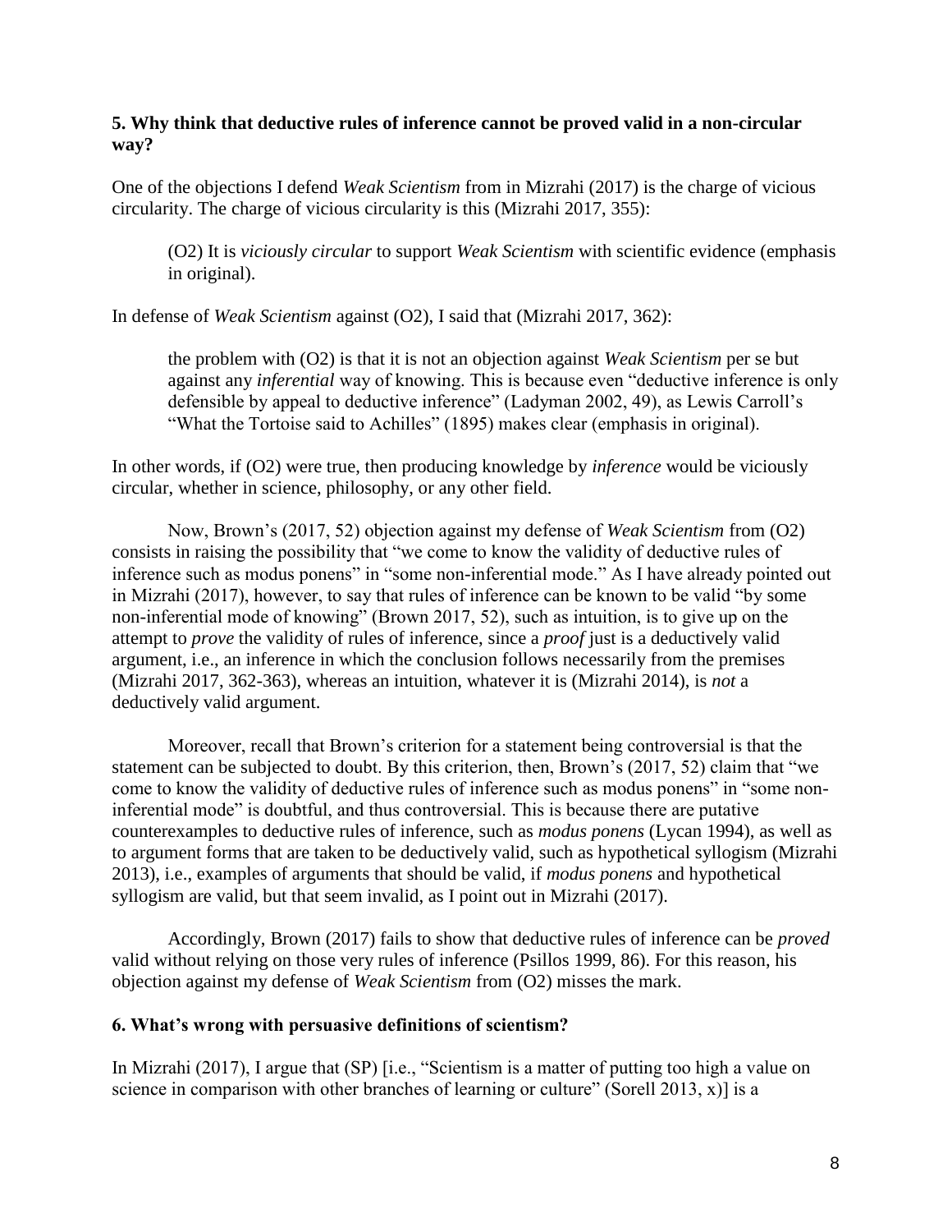### 5. Why think that deductive rules of inference cannot be proved valid in a non-circular way?

One of the objections I defend *Weak Scientism* from in Mizrahi (2017) is the charge of vicious circularity. The charge of vicious circularity is this (Mizrahi 2017, 355):

> (O2) It is *viciously circular* to support *Weak Scientism* with scientific evidence (emphasis in original).

In defense of *Weak Scientism* against (O2), I said that (Mizrahi 2017, 362):

> the problem with (O2) is that it is not an objection against *Weak Scientism* per se but against any *inferential* way of knowing. This is because even "deductive inference is only defensible by appeal to deductive inference" (Ladyman 2002, 49), as Lewis Carroll's "What the Tortoise said to Achilles" (1895) makes clear (emphasis in original).

In other words, if (O2) were true, then producing knowledge by *inference* would be viciously circular, whether in science, philosophy, or any other field.

Now, Brown's (2017, 52) objection against my defense of *Weak Scientism* from (O2) consists in raising the possibility that "we come to know the validity of deductive rules of inference such as modus ponens" in "some non-inferential mode." As I have already pointed out in Mizrahi (2017), however, to say that rules of inference can be known to be valid "by some non-inferential mode of knowing" (Brown 2017, 52), such as intuition, is to give up on the attempt to *prove* the validity of rules of inference, since a *proof* just is a deductively valid argument, i.e., an inference in which the conclusion follows necessarily from the premises (Mizrahi 2017, 362-363), whereas an intuition, whatever it is (Mizrahi 2014), is *not* a deductively valid argument.

Moreover, recall that Brown's criterion for a statement being controversial is that the statement can be subjected to doubt. By this criterion, then, Brown's (2017, 52) claim that "we come to know the validity of deductive rules of inference such as modus ponens" in "some non-inferential mode" is doubtful, and thus controversial. This is because there are putative counterexamples to deductive rules of inference, such as *modus ponens* (Lycan 1994), as well as to argument forms that are taken to be deductively valid, such as hypothetical syllogism (Mizrahi 2013), i.e., examples of arguments that should be valid, if *modus ponens* and hypothetical syllogism are valid, but that seem invalid, as I point out in Mizrahi (2017).

Accordingly, Brown (2017) fails to show that deductive rules of inference can be *proved* valid without relying on those very rules of inference (Psillos 1999, 86). For this reason, his objection against my defense of *Weak Scientism* from (O2) misses the mark.

### 6. What's wrong with persuasive definitions of scientism?

In Mizrahi (2017), I argue that (SP) [i.e., "Scientism is a matter of putting too high a value on science in comparison with other branches of learning or culture" (Sorell 2013, x)] is a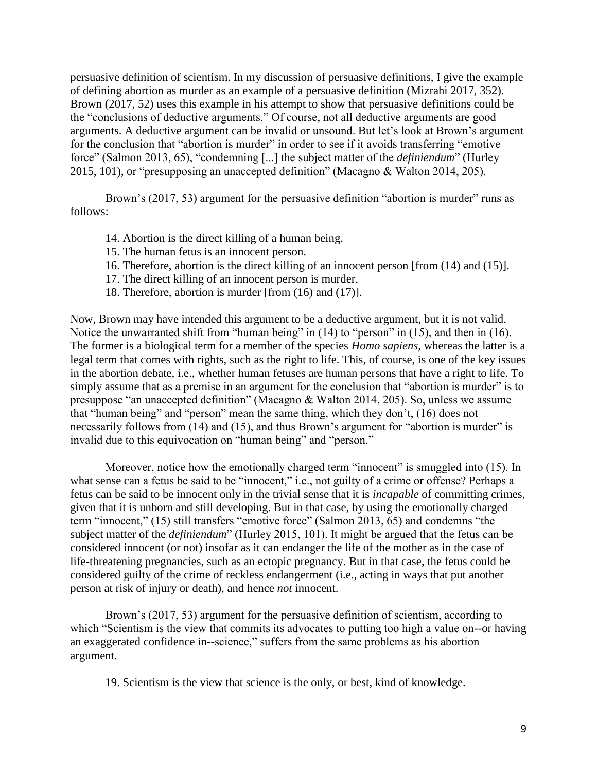persuasive definition of scientism. In my discussion of persuasive definitions, I give the example of defining abortion as murder as an example of a persuasive definition (Mizrahi 2017, 352). Brown (2017, 52) uses this example in his attempt to show that persuasive definitions could be the "conclusions of deductive arguments." Of course, not all deductive arguments are good arguments. A deductive argument can be invalid or unsound. But let's look at Brown's argument for the conclusion that "abortion is murder" in order to see if it avoids transferring "emotive force" (Salmon 2013, 65), "condemning [...] the subject matter of the *definiendum*" (Hurley 2015, 101), or "presupposing an unaccepted definition" (Macagno & Walton 2014, 205).

Brown's (2017, 53) argument for the persuasive definition "abortion is murder" runs as follows:

14. Abortion is the direct killing of a human being.
15. The human fetus is an innocent person.
16. Therefore, abortion is the direct killing of an innocent person [from (14) and (15)].
17. The direct killing of an innocent person is murder.
18. Therefore, abortion is murder [from (16) and (17)].

Now, Brown may have intended this argument to be a deductive argument, but it is not valid. Notice the unwarranted shift from "human being" in (14) to "person" in (15), and then in (16). The former is a biological term for a member of the species *Homo sapiens*, whereas the latter is a legal term that comes with rights, such as the right to life. This, of course, is one of the key issues in the abortion debate, i.e., whether human fetuses are human persons that have a right to life. To simply assume that as a premise in an argument for the conclusion that "abortion is murder" is to presuppose "an unaccepted definition" (Macagno & Walton 2014, 205). So, unless we assume that "human being" and "person" mean the same thing, which they don't, (16) does not necessarily follows from (14) and (15), and thus Brown's argument for "abortion is murder" is invalid due to this equivocation on "human being" and "person."

Moreover, notice how the emotionally charged term "innocent" is smuggled into (15). In what sense can a fetus be said to be "innocent," i.e., not guilty of a crime or offense? Perhaps a fetus can be said to be innocent only in the trivial sense that it is *incapable* of committing crimes, given that it is unborn and still developing. But in that case, by using the emotionally charged term "innocent," (15) still transfers "emotive force" (Salmon 2013, 65) and condemns "the subject matter of the *definiendum*" (Hurley 2015, 101). It might be argued that the fetus can be considered innocent (or not) insofar as it can endanger the life of the mother as in the case of life-threatening pregnancies, such as an ectopic pregnancy. But in that case, the fetus could be considered guilty of the crime of reckless endangerment (i.e., acting in ways that put another person at risk of injury or death), and hence *not* innocent.

Brown's (2017, 53) argument for the persuasive definition of scientism, according to which "Scientism is the view that commits its advocates to putting too high a value on--or having an exaggerated confidence in--science," suffers from the same problems as his abortion argument.

19. Scientism is the view that science is the only, or best, kind of knowledge.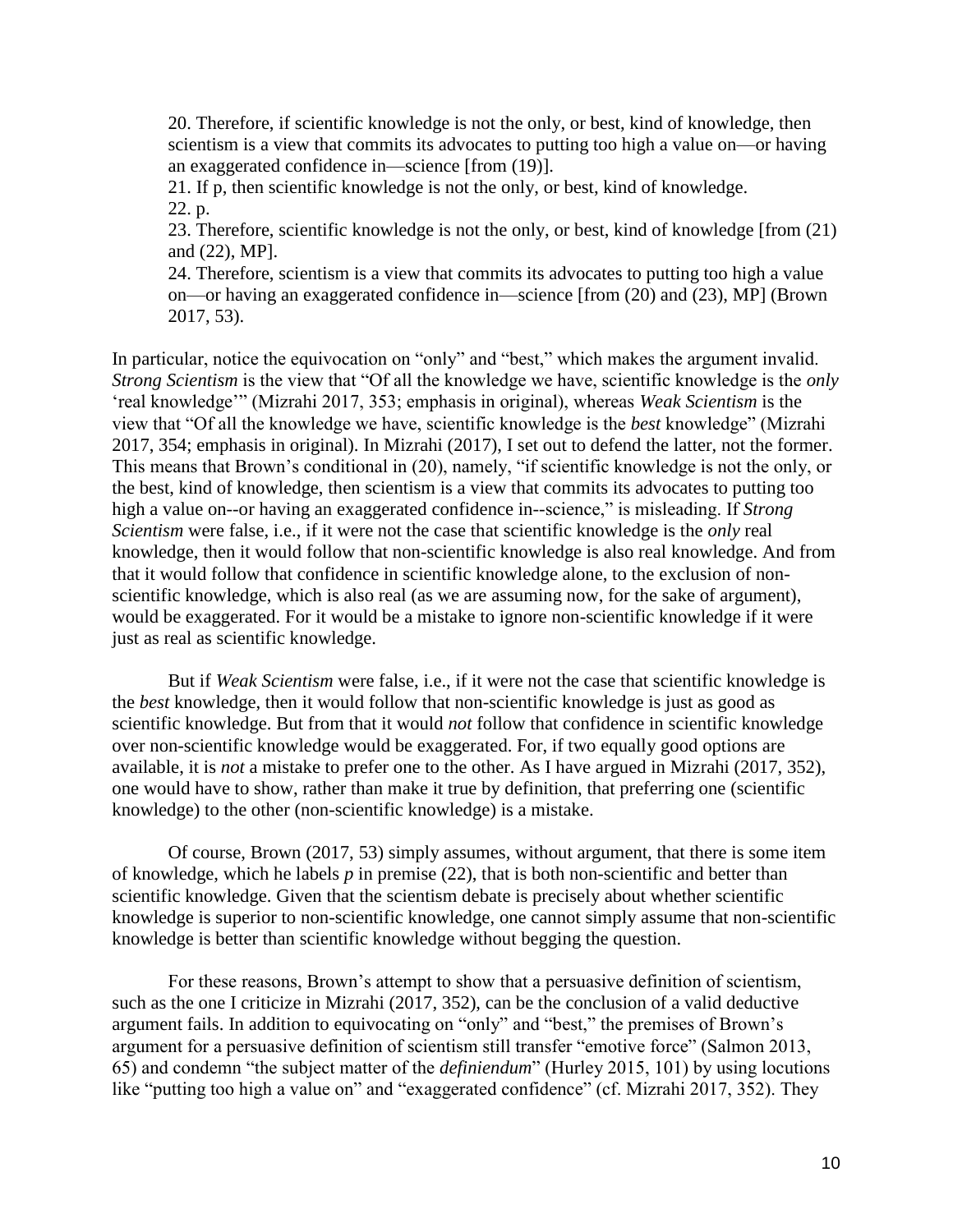> 20. Therefore, if scientific knowledge is not the only, or best, kind of knowledge, then scientism is a view that commits its advocates to putting too high a value on—or having an exaggerated confidence in—science [from (19)].
> 21. If p, then scientific knowledge is not the only, or best, kind of knowledge.
> 22. p.
> 23. Therefore, scientific knowledge is not the only, or best, kind of knowledge [from (21) and (22), MP].
> 24. Therefore, scientism is a view that commits its advocates to putting too high a value on—or having an exaggerated confidence in—science [from (20) and (23), MP] (Brown 2017, 53).

In particular, notice the equivocation on "only" and "best," which makes the argument invalid. *Strong Scientism* is the view that "Of all the knowledge we have, scientific knowledge is the *only* 'real knowledge'" (Mizrahi 2017, 353; emphasis in original), whereas *Weak Scientism* is the view that "Of all the knowledge we have, scientific knowledge is the *best* knowledge" (Mizrahi 2017, 354; emphasis in original). In Mizrahi (2017), I set out to defend the latter, not the former. This means that Brown's conditional in (20), namely, "if scientific knowledge is not the only, or the best, kind of knowledge, then scientism is a view that commits its advocates to putting too high a value on--or having an exaggerated confidence in--science," is misleading. If *Strong Scientism* were false, i.e., if it were not the case that scientific knowledge is the *only* real knowledge, then it would follow that non-scientific knowledge is also real knowledge. And from that it would follow that confidence in scientific knowledge alone, to the exclusion of non-scientific knowledge, which is also real (as we are assuming now, for the sake of argument), would be exaggerated. For it would be a mistake to ignore non-scientific knowledge if it were just as real as scientific knowledge.

But if *Weak Scientism* were false, i.e., if it were not the case that scientific knowledge is the *best* knowledge, then it would follow that non-scientific knowledge is just as good as scientific knowledge. But from that it would *not* follow that confidence in scientific knowledge over non-scientific knowledge would be exaggerated. For, if two equally good options are available, it is *not* a mistake to prefer one to the other. As I have argued in Mizrahi (2017, 352), one would have to show, rather than make it true by definition, that preferring one (scientific knowledge) to the other (non-scientific knowledge) is a mistake.

Of course, Brown (2017, 53) simply assumes, without argument, that there is some item of knowledge, which he labels *p* in premise (22), that is both non-scientific and better than scientific knowledge. Given that the scientism debate is precisely about whether scientific knowledge is superior to non-scientific knowledge, one cannot simply assume that non-scientific knowledge is better than scientific knowledge without begging the question.

For these reasons, Brown's attempt to show that a persuasive definition of scientism, such as the one I criticize in Mizrahi (2017, 352), can be the conclusion of a valid deductive argument fails. In addition to equivocating on "only" and "best," the premises of Brown's argument for a persuasive definition of scientism still transfer "emotive force" (Salmon 2013, 65) and condemn "the subject matter of the *definiendum*" (Hurley 2015, 101) by using locutions like "putting too high a value on" and "exaggerated confidence" (cf. Mizrahi 2017, 352). They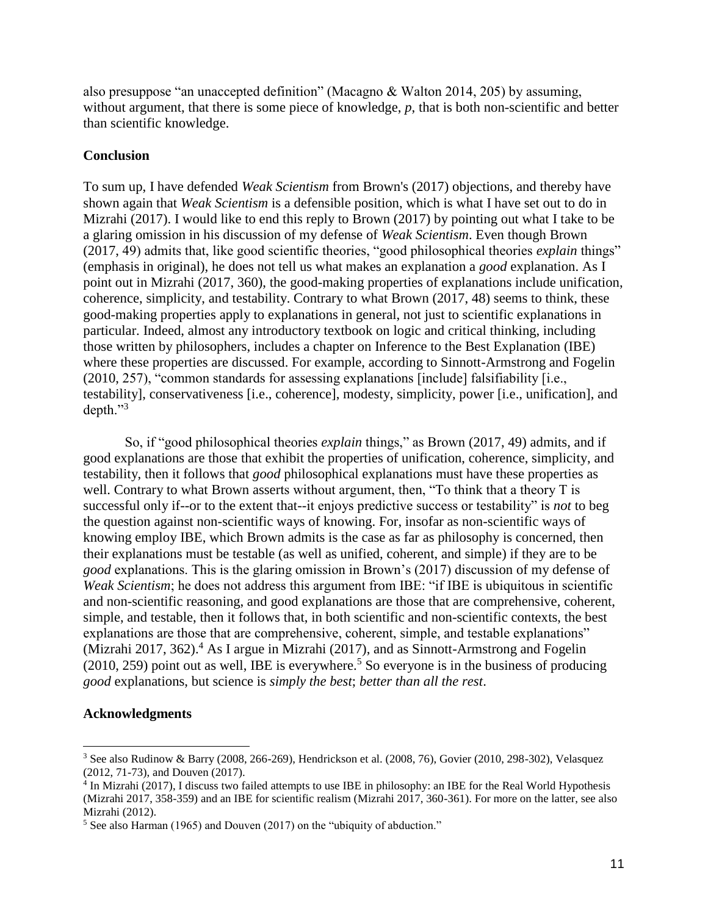also presuppose "an unaccepted definition" (Macagno & Walton 2014, 205) by assuming, without argument, that there is some piece of knowledge, *p*, that is both non-scientific and better than scientific knowledge.

## Conclusion

To sum up, I have defended *Weak Scientism* from Brown's (2017) objections, and thereby have shown again that *Weak Scientism* is a defensible position, which is what I have set out to do in Mizrahi (2017). I would like to end this reply to Brown (2017) by pointing out what I take to be a glaring omission in his discussion of my defense of *Weak Scientism*. Even though Brown (2017, 49) admits that, like good scientific theories, "good philosophical theories *explain* things" (emphasis in original), he does not tell us what makes an explanation a *good* explanation. As I point out in Mizrahi (2017, 360), the good-making properties of explanations include unification, coherence, simplicity, and testability. Contrary to what Brown (2017, 48) seems to think, these good-making properties apply to explanations in general, not just to scientific explanations in particular. Indeed, almost any introductory textbook on logic and critical thinking, including those written by philosophers, includes a chapter on Inference to the Best Explanation (IBE) where these properties are discussed. For example, according to Sinnott-Armstrong and Fogelin (2010, 257), "common standards for assessing explanations [include] falsifiability [i.e., testability], conservativeness [i.e., coherence], modesty, simplicity, power [i.e., unification], and depth."[3]

So, if "good philosophical theories *explain* things," as Brown (2017, 49) admits, and if good explanations are those that exhibit the properties of unification, coherence, simplicity, and testability, then it follows that *good* philosophical explanations must have these properties as well. Contrary to what Brown asserts without argument, then, "To think that a theory T is successful only if--or to the extent that--it enjoys predictive success or testability" is *not* to beg the question against non-scientific ways of knowing. For, insofar as non-scientific ways of knowing employ IBE, which Brown admits is the case as far as philosophy is concerned, then their explanations must be testable (as well as unified, coherent, and simple) if they are to be *good* explanations. This is the glaring omission in Brown's (2017) discussion of my defense of *Weak Scientism*; he does not address this argument from IBE: "if IBE is ubiquitous in scientific and non-scientific reasoning, and good explanations are those that are comprehensive, coherent, simple, and testable, then it follows that, in both scientific and non-scientific contexts, the best explanations are those that are comprehensive, coherent, simple, and testable explanations" (Mizrahi 2017, 362).[4] As I argue in Mizrahi (2017), and as Sinnott-Armstrong and Fogelin (2010, 259) point out as well, IBE is everywhere.[5] So everyone is in the business of producing *good* explanations, but science is *simply the best*; *better than all the rest*.

## Acknowledgments

---

[3] See also Rudinow & Barry (2008, 266-269), Hendrickson et al. (2008, 76), Govier (2010, 298-302), Velasquez (2012, 71-73), and Douven (2017).

[4] In Mizrahi (2017), I discuss two failed attempts to use IBE in philosophy: an IBE for the Real World Hypothesis (Mizrahi 2017, 358-359) and an IBE for scientific realism (Mizrahi 2017, 360-361). For more on the latter, see also Mizrahi (2012).

[5] See also Harman (1965) and Douven (2017) on the "ubiquity of abduction."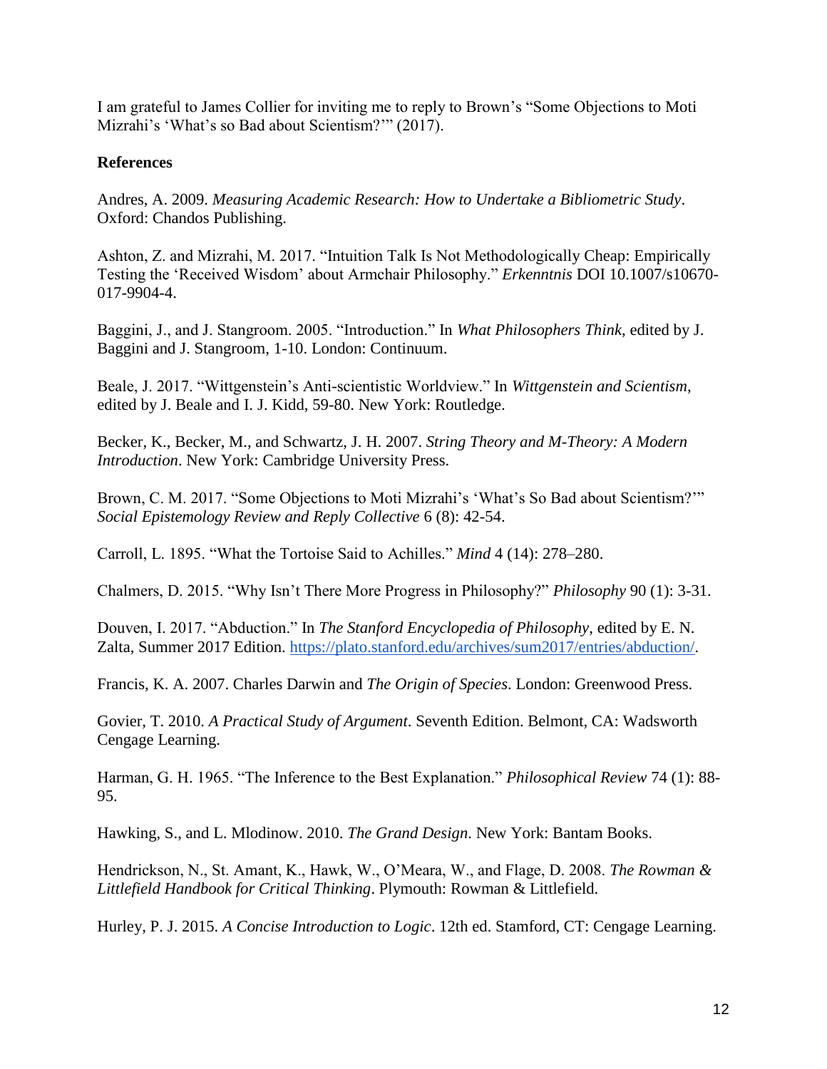I am grateful to James Collier for inviting me to reply to Brown's "Some Objections to Moti Mizrahi's 'What's so Bad about Scientism?'" (2017).

**References**

Andres, A. 2009. *Measuring Academic Research: How to Undertake a Bibliometric Study*. Oxford: Chandos Publishing.

Ashton, Z. and Mizrahi, M. 2017. "Intuition Talk Is Not Methodologically Cheap: Empirically Testing the 'Received Wisdom' about Armchair Philosophy." *Erkenntnis* DOI 10.1007/s10670-017-9904-4.

Baggini, J., and J. Stangroom. 2005. "Introduction." In *What Philosophers Think*, edited by J. Baggini and J. Stangroom, 1-10. London: Continuum.

Beale, J. 2017. "Wittgenstein's Anti-scientistic Worldview." In *Wittgenstein and Scientism*, edited by J. Beale and I. J. Kidd, 59-80. New York: Routledge.

Becker, K., Becker, M., and Schwartz, J. H. 2007. *String Theory and M-Theory: A Modern Introduction*. New York: Cambridge University Press.

Brown, C. M. 2017. "Some Objections to Moti Mizrahi's 'What's So Bad about Scientism?'" *Social Epistemology Review and Reply Collective* 6 (8): 42-54.

Carroll, L. 1895. "What the Tortoise Said to Achilles." *Mind* 4 (14): 278–280.

Chalmers, D. 2015. "Why Isn't There More Progress in Philosophy?" *Philosophy* 90 (1): 3-31.

Douven, I. 2017. "Abduction." In *The Stanford Encyclopedia of Philosophy*, edited by E. N. Zalta, Summer 2017 Edition. https://plato.stanford.edu/archives/sum2017/entries/abduction/.

Francis, K. A. 2007. Charles Darwin and *The Origin of Species*. London: Greenwood Press.

Govier, T. 2010. *A Practical Study of Argument*. Seventh Edition. Belmont, CA: Wadsworth Cengage Learning.

Harman, G. H. 1965. "The Inference to the Best Explanation." *Philosophical Review* 74 (1): 88-95.

Hawking, S., and L. Mlodinow. 2010. *The Grand Design*. New York: Bantam Books.

Hendrickson, N., St. Amant, K., Hawk, W., O'Meara, W., and Flage, D. 2008. *The Rowman & Littlefield Handbook for Critical Thinking*. Plymouth: Rowman & Littlefield.

Hurley, P. J. 2015. *A Concise Introduction to Logic*. 12th ed. Stamford, CT: Cengage Learning.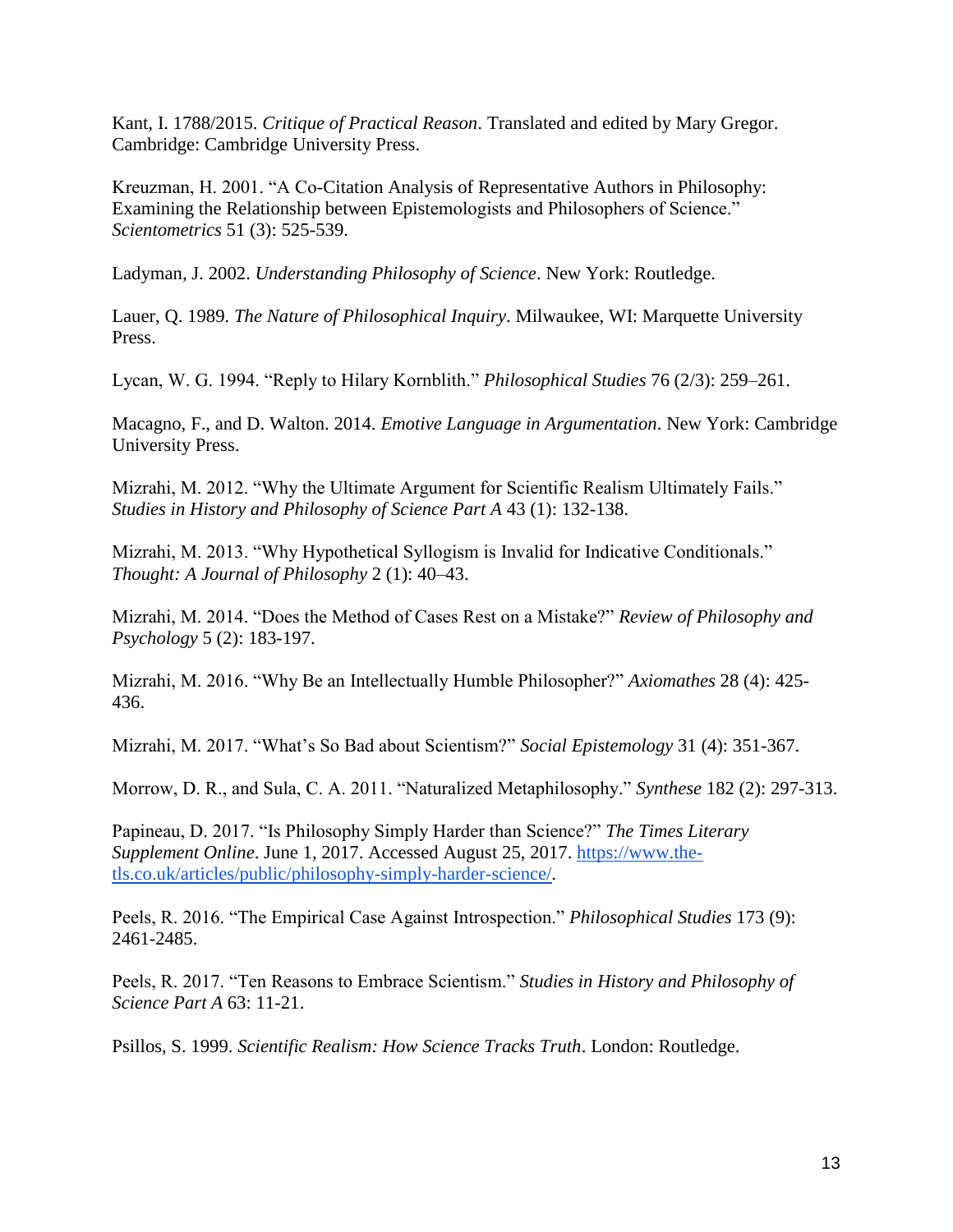Kant, I. 1788/2015. *Critique of Practical Reason*. Translated and edited by Mary Gregor. Cambridge: Cambridge University Press.

Kreuzman, H. 2001. "A Co-Citation Analysis of Representative Authors in Philosophy: Examining the Relationship between Epistemologists and Philosophers of Science." *Scientometrics* 51 (3): 525-539.

Ladyman, J. 2002. *Understanding Philosophy of Science*. New York: Routledge.

Lauer, Q. 1989. *The Nature of Philosophical Inquiry*. Milwaukee, WI: Marquette University Press.

Lycan, W. G. 1994. "Reply to Hilary Kornblith." *Philosophical Studies* 76 (2/3): 259–261.

Macagno, F., and D. Walton. 2014. *Emotive Language in Argumentation*. New York: Cambridge University Press.

Mizrahi, M. 2012. "Why the Ultimate Argument for Scientific Realism Ultimately Fails." *Studies in History and Philosophy of Science Part A* 43 (1): 132-138.

Mizrahi, M. 2013. "Why Hypothetical Syllogism is Invalid for Indicative Conditionals." *Thought: A Journal of Philosophy* 2 (1): 40–43.

Mizrahi, M. 2014. "Does the Method of Cases Rest on a Mistake?" *Review of Philosophy and Psychology* 5 (2): 183-197.

Mizrahi, M. 2016. "Why Be an Intellectually Humble Philosopher?" *Axiomathes* 28 (4): 425-436.

Mizrahi, M. 2017. "What's So Bad about Scientism?" *Social Epistemology* 31 (4): 351-367.

Morrow, D. R., and Sula, C. A. 2011. "Naturalized Metaphilosophy." *Synthese* 182 (2): 297-313.

Papineau, D. 2017. "Is Philosophy Simply Harder than Science?" *The Times Literary Supplement Online*. June 1, 2017. Accessed August 25, 2017. https://www.the-tls.co.uk/articles/public/philosophy-simply-harder-science/.

Peels, R. 2016. "The Empirical Case Against Introspection." *Philosophical Studies* 173 (9): 2461-2485.

Peels, R. 2017. "Ten Reasons to Embrace Scientism." *Studies in History and Philosophy of Science Part A* 63: 11-21.

Psillos, S. 1999. *Scientific Realism: How Science Tracks Truth*. London: Routledge.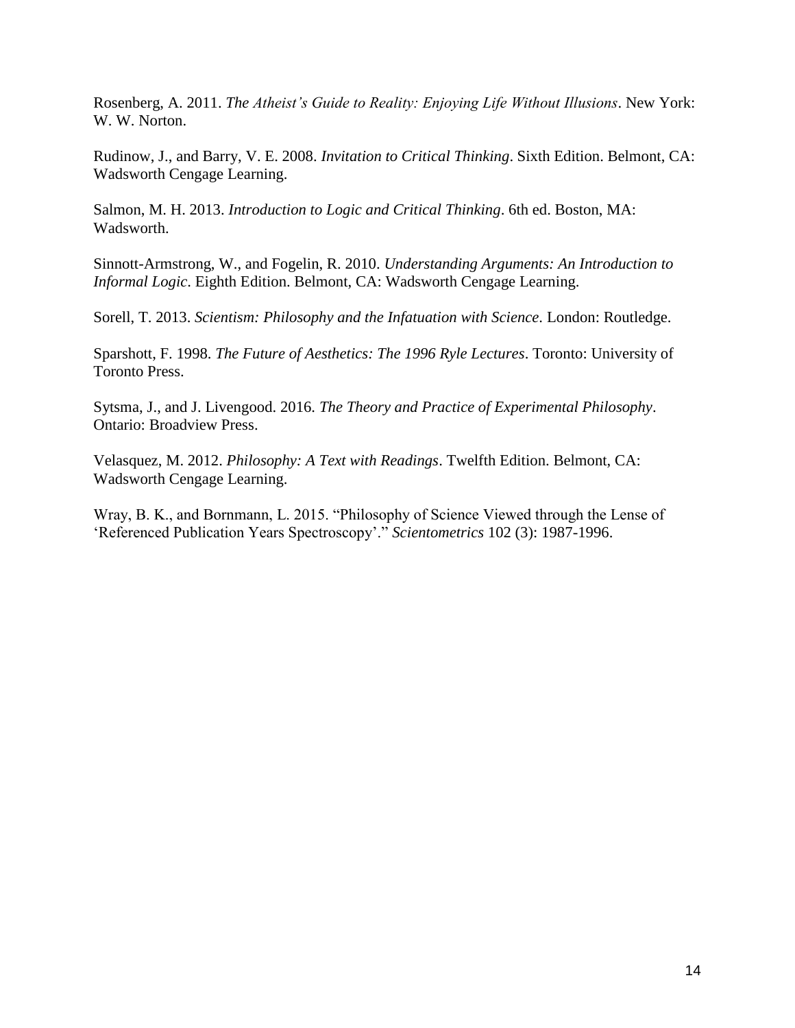Rosenberg, A. 2011. *The Atheist's Guide to Reality: Enjoying Life Without Illusions*. New York: W. W. Norton.

Rudinow, J., and Barry, V. E. 2008. *Invitation to Critical Thinking*. Sixth Edition. Belmont, CA: Wadsworth Cengage Learning.

Salmon, M. H. 2013. *Introduction to Logic and Critical Thinking*. 6th ed. Boston, MA: Wadsworth.

Sinnott-Armstrong, W., and Fogelin, R. 2010. *Understanding Arguments: An Introduction to Informal Logic*. Eighth Edition. Belmont, CA: Wadsworth Cengage Learning.

Sorell, T. 2013. *Scientism: Philosophy and the Infatuation with Science*. London: Routledge.

Sparshott, F. 1998. *The Future of Aesthetics: The 1996 Ryle Lectures*. Toronto: University of Toronto Press.

Sytsma, J., and J. Livengood. 2016. *The Theory and Practice of Experimental Philosophy*. Ontario: Broadview Press.

Velasquez, M. 2012. *Philosophy: A Text with Readings*. Twelfth Edition. Belmont, CA: Wadsworth Cengage Learning.

Wray, B. K., and Bornmann, L. 2015. "Philosophy of Science Viewed through the Lense of 'Referenced Publication Years Spectroscopy'." *Scientometrics* 102 (3): 1987-1996.